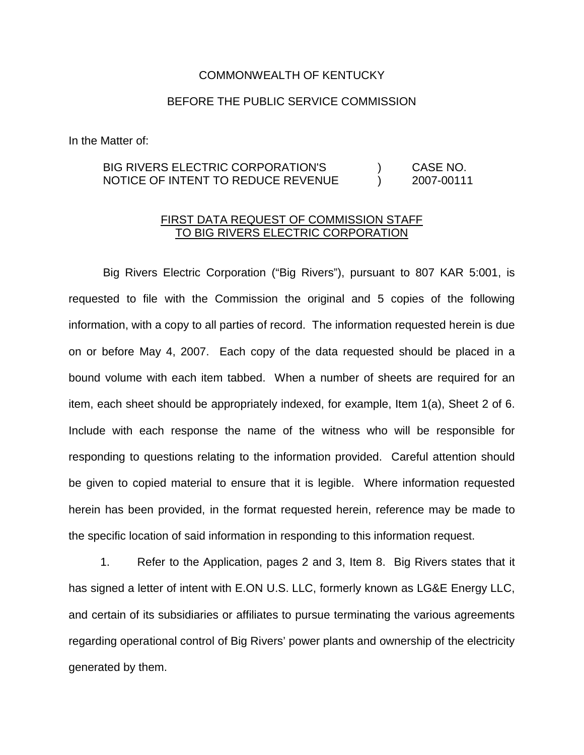COMMONWEALTH OF KENTUCKY

BEFORE THE PUBLIC SERVICE COMMISSION

In the Matter of:

| | | |
|---|---|---|
| BIG RIVERS ELECTRIC CORPORATION'S NOTICE OF INTENT TO REDUCE REVENUE | ) ) | CASE NO. 2007-00111 |

FIRST DATA REQUEST OF COMMISSION STAFF TO BIG RIVERS ELECTRIC CORPORATION

Big Rivers Electric Corporation ("Big Rivers"), pursuant to 807 KAR 5:001, is requested to file with the Commission the original and 5 copies of the following information, with a copy to all parties of record. The information requested herein is due on or before May 4, 2007. Each copy of the data requested should be placed in a bound volume with each item tabbed. When a number of sheets are required for an item, each sheet should be appropriately indexed, for example, Item 1(a), Sheet 2 of 6. Include with each response the name of the witness who will be responsible for responding to questions relating to the information provided. Careful attention should be given to copied material to ensure that it is legible. Where information requested herein has been provided, in the format requested herein, reference may be made to the specific location of said information in responding to this information request.

1. Refer to the Application, pages 2 and 3, Item 8. Big Rivers states that it has signed a letter of intent with E.ON U.S. LLC, formerly known as LG&E Energy LLC, and certain of its subsidiaries or affiliates to pursue terminating the various agreements regarding operational control of Big Rivers' power plants and ownership of the electricity generated by them.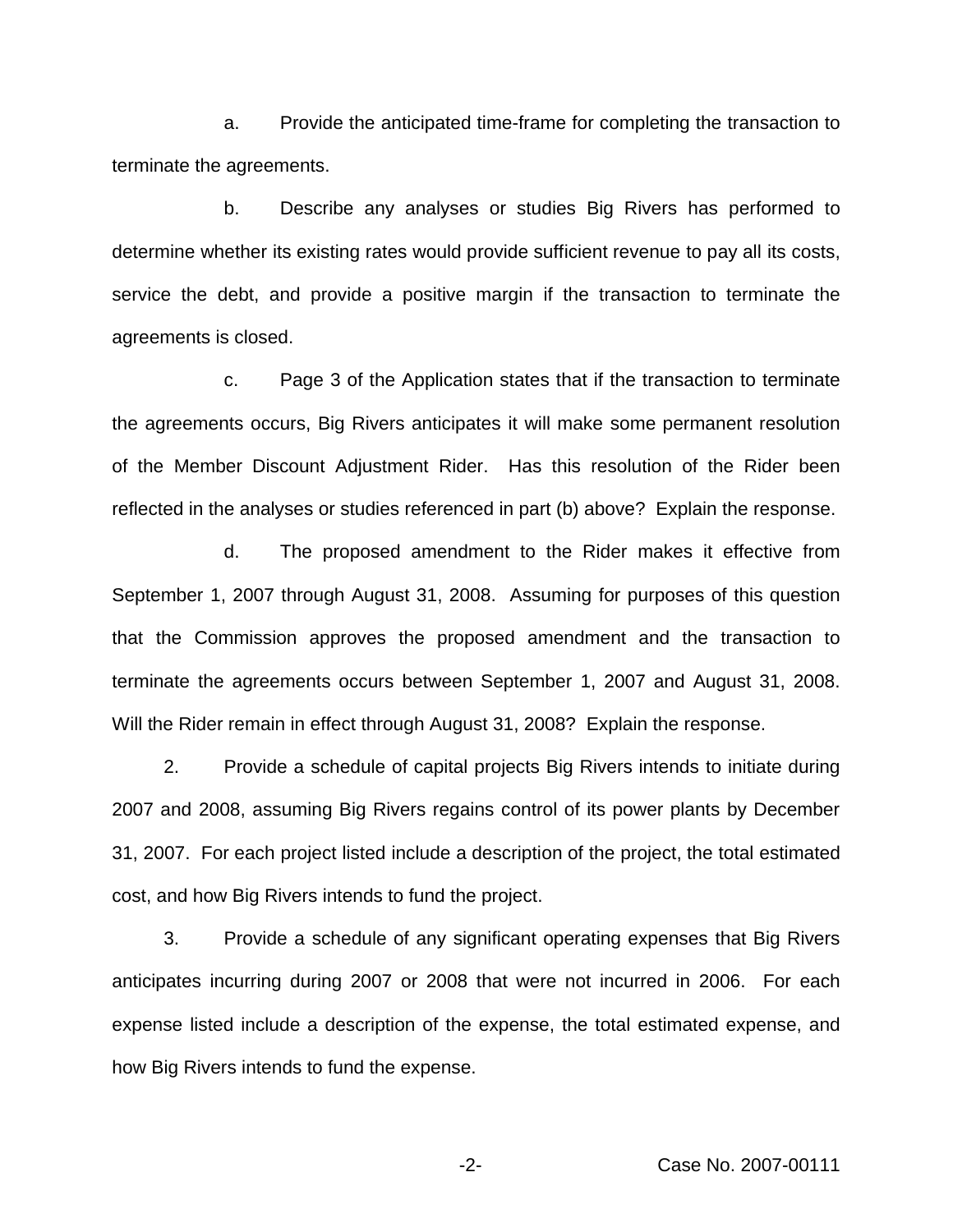a. Provide the anticipated time-frame for completing the transaction to terminate the agreements.

b. Describe any analyses or studies Big Rivers has performed to determine whether its existing rates would provide sufficient revenue to pay all its costs, service the debt, and provide a positive margin if the transaction to terminate the agreements is closed.

c. Page 3 of the Application states that if the transaction to terminate the agreements occurs, Big Rivers anticipates it will make some permanent resolution of the Member Discount Adjustment Rider. Has this resolution of the Rider been reflected in the analyses or studies referenced in part (b) above? Explain the response.

d. The proposed amendment to the Rider makes it effective from September 1, 2007 through August 31, 2008. Assuming for purposes of this question that the Commission approves the proposed amendment and the transaction to terminate the agreements occurs between September 1, 2007 and August 31, 2008. Will the Rider remain in effect through August 31, 2008? Explain the response.

2. Provide a schedule of capital projects Big Rivers intends to initiate during 2007 and 2008, assuming Big Rivers regains control of its power plants by December 31, 2007. For each project listed include a description of the project, the total estimated cost, and how Big Rivers intends to fund the project.

3. Provide a schedule of any significant operating expenses that Big Rivers anticipates incurring during 2007 or 2008 that were not incurred in 2006. For each expense listed include a description of the expense, the total estimated expense, and how Big Rivers intends to fund the expense.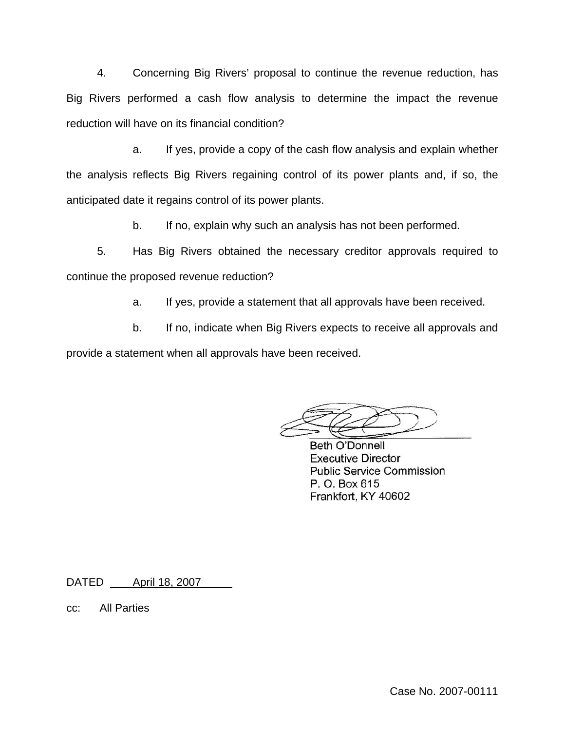4. Concerning Big Rivers' proposal to continue the revenue reduction, has Big Rivers performed a cash flow analysis to determine the impact the revenue reduction will have on its financial condition?

a. If yes, provide a copy of the cash flow analysis and explain whether the analysis reflects Big Rivers regaining control of its power plants and, if so, the anticipated date it regains control of its power plants.

b. If no, explain why such an analysis has not been performed.

5. Has Big Rivers obtained the necessary creditor approvals required to continue the proposed revenue reduction?

a. If yes, provide a statement that all approvals have been received.

b. If no, indicate when Big Rivers expects to receive all approvals and provide a statement when all approvals have been received.

Beth O'Donnell
Executive Director
Public Service Commission
P. O. Box 615
Frankfort, KY 40602

DATED April 18, 2007

cc: All Parties

Case No. 2007-00111